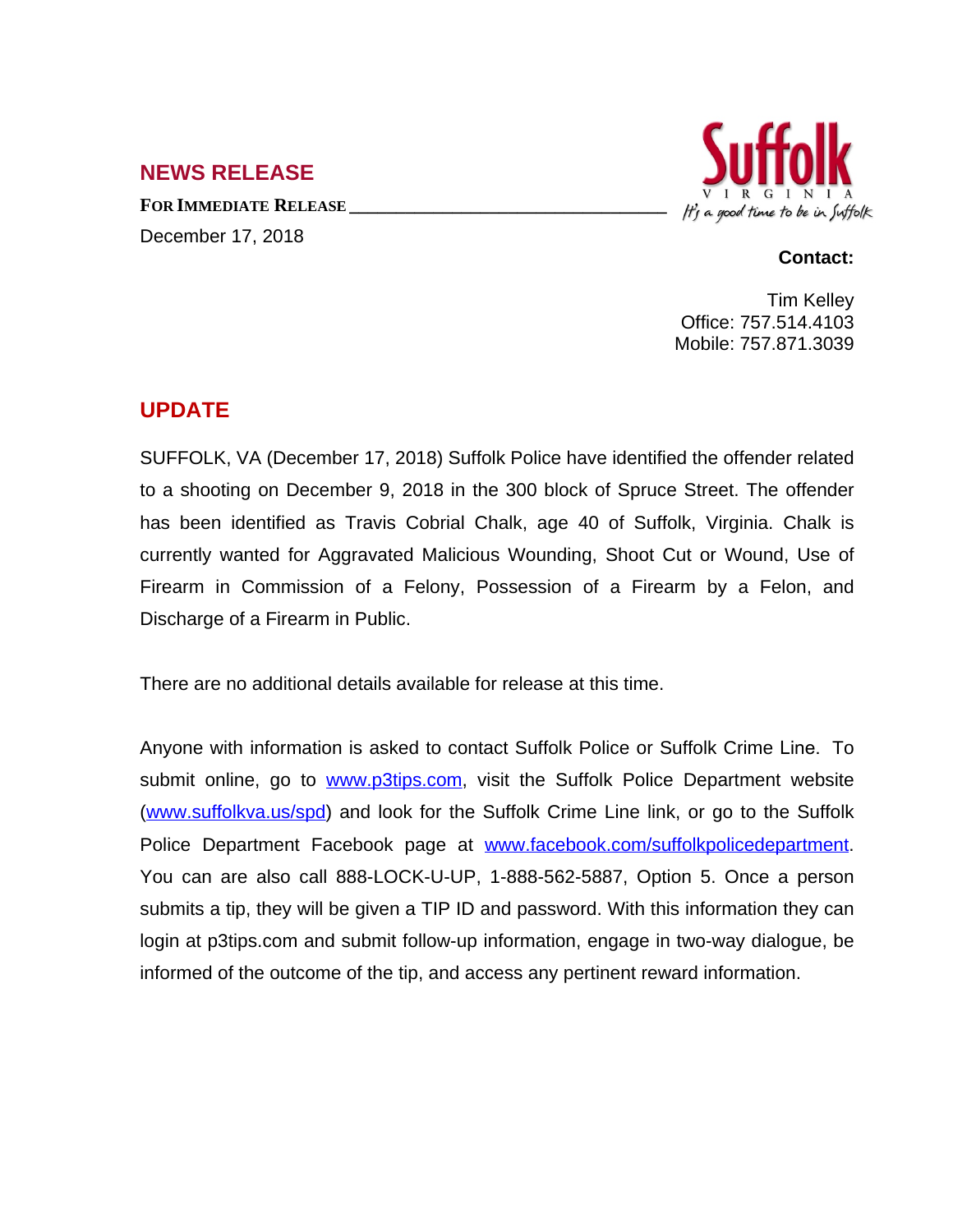## NEWS RELEASE

**FOR IMMEDIATE RELEASE**

December 17, 2018

Suffolk
VIRGINIA
It's a good time to be in Suffolk

**Contact:**

Tim Kelley
Office: 757.514.4103
Mobile: 757.871.3039

## UPDATE

SUFFOLK, VA (December 17, 2018) Suffolk Police have identified the offender related to a shooting on December 9, 2018 in the 300 block of Spruce Street. The offender has been identified as Travis Cobrial Chalk, age 40 of Suffolk, Virginia. Chalk is currently wanted for Aggravated Malicious Wounding, Shoot Cut or Wound, Use of Firearm in Commission of a Felony, Possession of a Firearm by a Felon, and Discharge of a Firearm in Public.

There are no additional details available for release at this time.

Anyone with information is asked to contact Suffolk Police or Suffolk Crime Line. To submit online, go to www.p3tips.com, visit the Suffolk Police Department website (www.suffolkva.us/spd) and look for the Suffolk Crime Line link, or go to the Suffolk Police Department Facebook page at www.facebook.com/suffolkpolicedepartment. You can are also call 888-LOCK-U-UP, 1-888-562-5887, Option 5. Once a person submits a tip, they will be given a TIP ID and password. With this information they can login at p3tips.com and submit follow-up information, engage in two-way dialogue, be informed of the outcome of the tip, and access any pertinent reward information.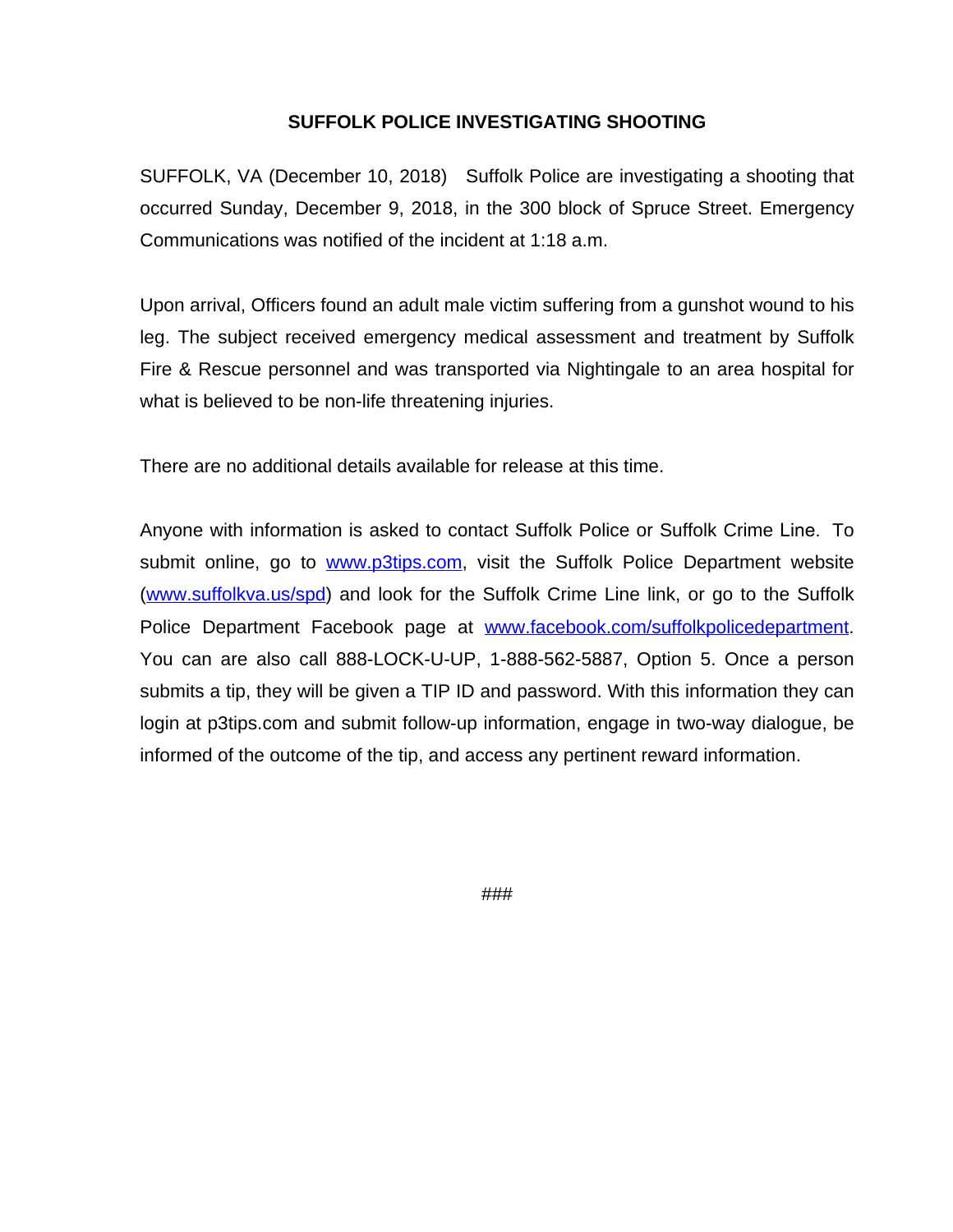**SUFFOLK POLICE INVESTIGATING SHOOTING**

SUFFOLK, VA (December 10, 2018) Suffolk Police are investigating a shooting that occurred Sunday, December 9, 2018, in the 300 block of Spruce Street. Emergency Communications was notified of the incident at 1:18 a.m.

Upon arrival, Officers found an adult male victim suffering from a gunshot wound to his leg. The subject received emergency medical assessment and treatment by Suffolk Fire & Rescue personnel and was transported via Nightingale to an area hospital for what is believed to be non-life threatening injuries.

There are no additional details available for release at this time.

Anyone with information is asked to contact Suffolk Police or Suffolk Crime Line. To submit online, go to [www.p3tips.com](http://www.p3tips.com), visit the Suffolk Police Department website ([www.suffolkva.us/spd](http://www.suffolkva.us/spd)) and look for the Suffolk Crime Line link, or go to the Suffolk Police Department Facebook page at [www.facebook.com/suffolkpolicedepartment](http://www.facebook.com/suffolkpolicedepartment). You can are also call 888-LOCK-U-UP, 1-888-562-5887, Option 5. Once a person submits a tip, they will be given a TIP ID and password. With this information they can login at p3tips.com and submit follow-up information, engage in two-way dialogue, be informed of the outcome of the tip, and access any pertinent reward information.

###